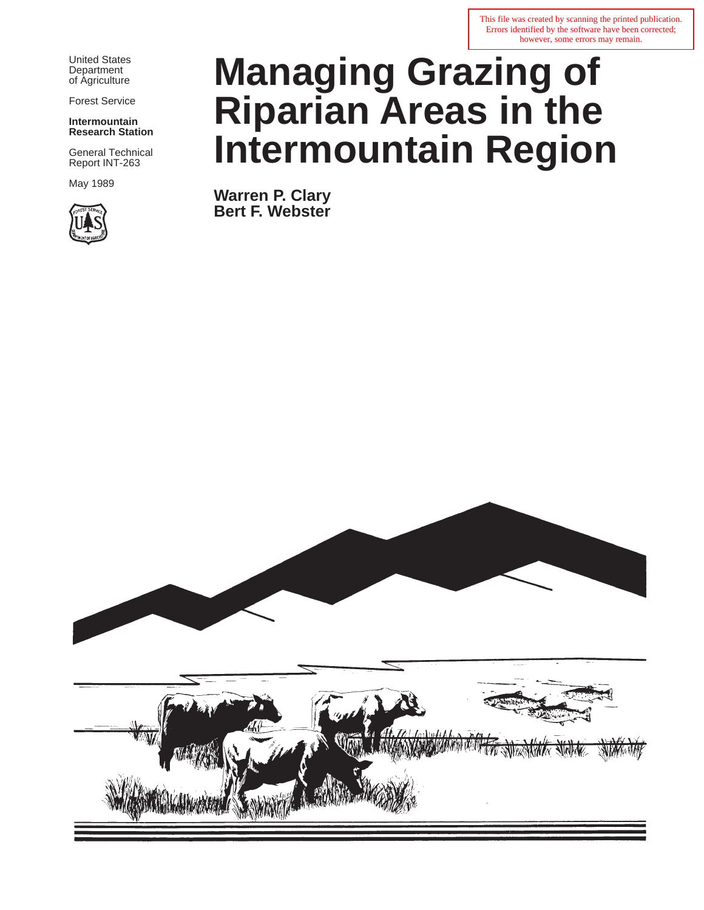This file was created by scanning the printed publication. Errors identified by the software have been corrected; however, some errors may remain.

United States Department of Agriculture

Forest Service

**Intermountain Research Station**

General Technical Report INT-263

May 1989

# Managing Grazing of Riparian Areas in the Intermountain Region

**Warren P. Clary**
**Bert F. Webster**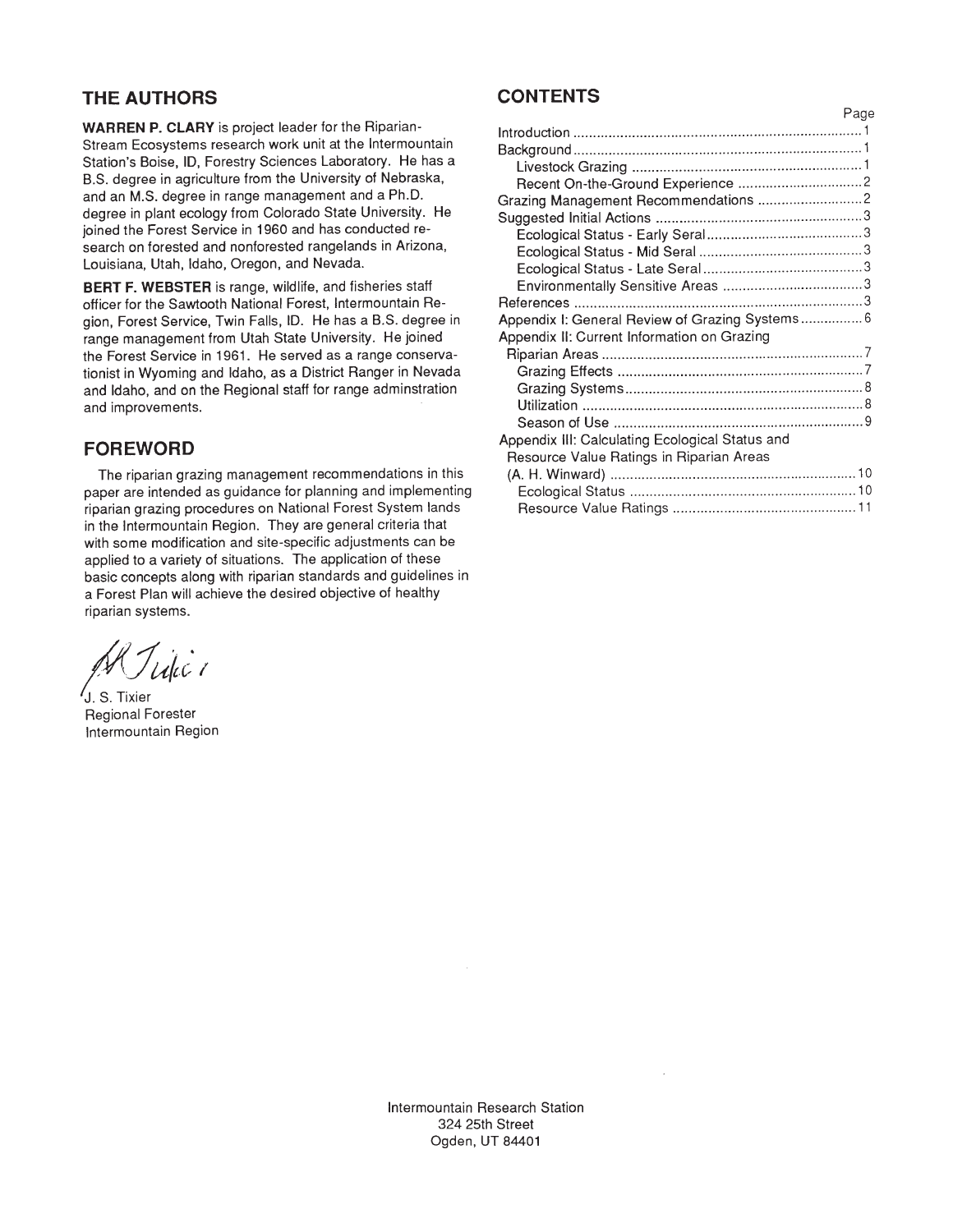## THE AUTHORS

**WARREN P. CLARY** is project leader for the Riparian-Stream Ecosystems research work unit at the Intermountain Station's Boise, ID, Forestry Sciences Laboratory. He has a B.S. degree in agriculture from the University of Nebraska, and an M.S. degree in range management and a Ph.D. degree in plant ecology from Colorado State University. He joined the Forest Service in 1960 and has conducted research on forested and nonforested rangelands in Arizona, Louisiana, Utah, Idaho, Oregon, and Nevada.

**BERT F. WEBSTER** is range, wildlife, and fisheries staff officer for the Sawtooth National Forest, Intermountain Region, Forest Service, Twin Falls, ID. He has a B.S. degree in range management from Utah State University. He joined the Forest Service in 1961. He served as a range conservationist in Wyoming and Idaho, as a District Ranger in Nevada and Idaho, and on the Regional staff for range adminstration and improvements.

## FOREWORD

The riparian grazing management recommendations in this paper are intended as guidance for planning and implementing riparian grazing procedures on National Forest System lands in the Intermountain Region. They are general criteria that with some modification and site-specific adjustments can be applied to a variety of situations. The application of these basic concepts along with riparian standards and guidelines in a Forest Plan will achieve the desired objective of healthy riparian systems.

J. S. Tixier
Regional Forester
Intermountain Region

## CONTENTS

| | Page |
|---|---|
| Introduction | 1 |
| Background | 1 |
| Livestock Grazing | 1 |
| Recent On-the-Ground Experience | 2 |
| Grazing Management Recommendations | 2 |
| Suggested Initial Actions | 3 |
| Ecological Status - Early Seral | 3 |
| Ecological Status - Mid Seral | 3 |
| Ecological Status - Late Seral | 3 |
| Environmentally Sensitive Areas | 3 |
| References | 3 |
| Appendix I: General Review of Grazing Systems | 6 |
| Appendix II: Current Information on Grazing Riparian Areas | 7 |
| Grazing Effects | 7 |
| Grazing Systems | 8 |
| Utilization | 8 |
| Season of Use | 9 |
| Appendix III: Calculating Ecological Status and Resource Value Ratings in Riparian Areas (A. H. Winward) | 10 |
| Ecological Status | 10 |
| Resource Value Ratings | 11 |

Intermountain Research Station
324 25th Street
Ogden, UT 84401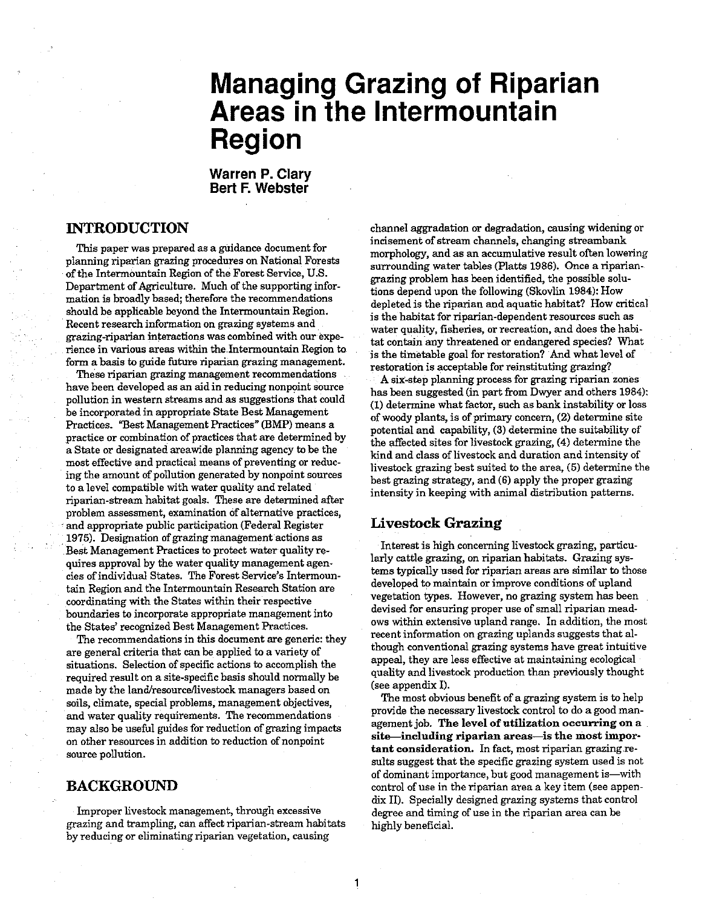# Managing Grazing of Riparian Areas in the Intermountain Region

**Warren P. Clary**
**Bert F. Webster**

## INTRODUCTION

This paper was prepared as a guidance document for planning riparian grazing procedures on National Forests of the Intermountain Region of the Forest Service, U.S. Department of Agriculture. Much of the supporting information is broadly based; therefore the recommendations should be applicable beyond the Intermountain Region. Recent research information on grazing systems and grazing-riparian interactions was combined with our experience in various areas within the Intermountain Region to form a basis to guide future riparian grazing management.

These riparian grazing management recommendations have been developed as an aid in reducing nonpoint source pollution in western streams and as suggestions that could be incorporated in appropriate State Best Management Practices. "Best Management Practices" (BMP) means a practice or combination of practices that are determined by a State or designated areawide planning agency to be the most effective and practical means of preventing or reducing the amount of pollution generated by nonpoint sources to a level compatible with water quality and related riparian-stream habitat goals. These are determined after problem assessment, examination of alternative practices, and appropriate public participation (Federal Register 1975). Designation of grazing management actions as Best Management Practices to protect water quality requires approval by the water quality management agencies of individual States. The Forest Service's Intermountain Region and the Intermountain Research Station are coordinating with the States within their respective boundaries to incorporate appropriate management into the States' recognized Best Management Practices.

The recommendations in this document are generic: they are general criteria that can be applied to a variety of situations. Selection of specific actions to accomplish the required result on a site-specific basis should normally be made by the land/resource/livestock managers based on soils, climate, special problems, management objectives, and water quality requirements. The recommendations may also be useful guides for reduction of grazing impacts on other resources in addition to reduction of nonpoint source pollution.

## BACKGROUND

Improper livestock management, through excessive grazing and trampling, can affect riparian-stream habitats by reducing or eliminating riparian vegetation, causing channel aggradation or degradation, causing widening or incisement of stream channels, changing streambank morphology, and as an accumulative result often lowering surrounding water tables (Platts 1986). Once a riparian-grazing problem has been identified, the possible solutions depend upon the following (Skovlin 1984): How depleted is the riparian and aquatic habitat? How critical is the habitat for riparian-dependent resources such as water quality, fisheries, or recreation, and does the habitat contain any threatened or endangered species? What is the timetable goal for restoration? And what level of restoration is acceptable for reinstituting grazing?

A six-step planning process for grazing riparian zones has been suggested (in part from Dwyer and others 1984): (1) determine what factor, such as bank instability or loss of woody plants, is of primary concern, (2) determine site potential and capability, (3) determine the suitability of the affected sites for livestock grazing, (4) determine the kind and class of livestock and duration and intensity of livestock grazing best suited to the area, (5) determine the best grazing strategy, and (6) apply the proper grazing intensity in keeping with animal distribution patterns.

### Livestock Grazing

Interest is high concerning livestock grazing, particularly cattle grazing, on riparian habitats. Grazing systems typically used for riparian areas are similar to those developed to maintain or improve conditions of upland vegetation types. However, no grazing system has been devised for ensuring proper use of small riparian meadows within extensive upland range. In addition, the most recent information on grazing uplands suggests that although conventional grazing systems have great intuitive appeal, they are less effective at maintaining ecological quality and livestock production than previously thought (see appendix I).

The most obvious benefit of a grazing system is to help provide the necessary livestock control to do a good management job. **The level of utilization occurring on a site—including riparian areas—is the most important consideration.** In fact, most riparian grazing results suggest that the specific grazing system used is not of dominant importance, but good management is—with control of use in the riparian area a key item (see appendix II). Specially designed grazing systems that control degree and timing of use in the riparian area can be highly beneficial.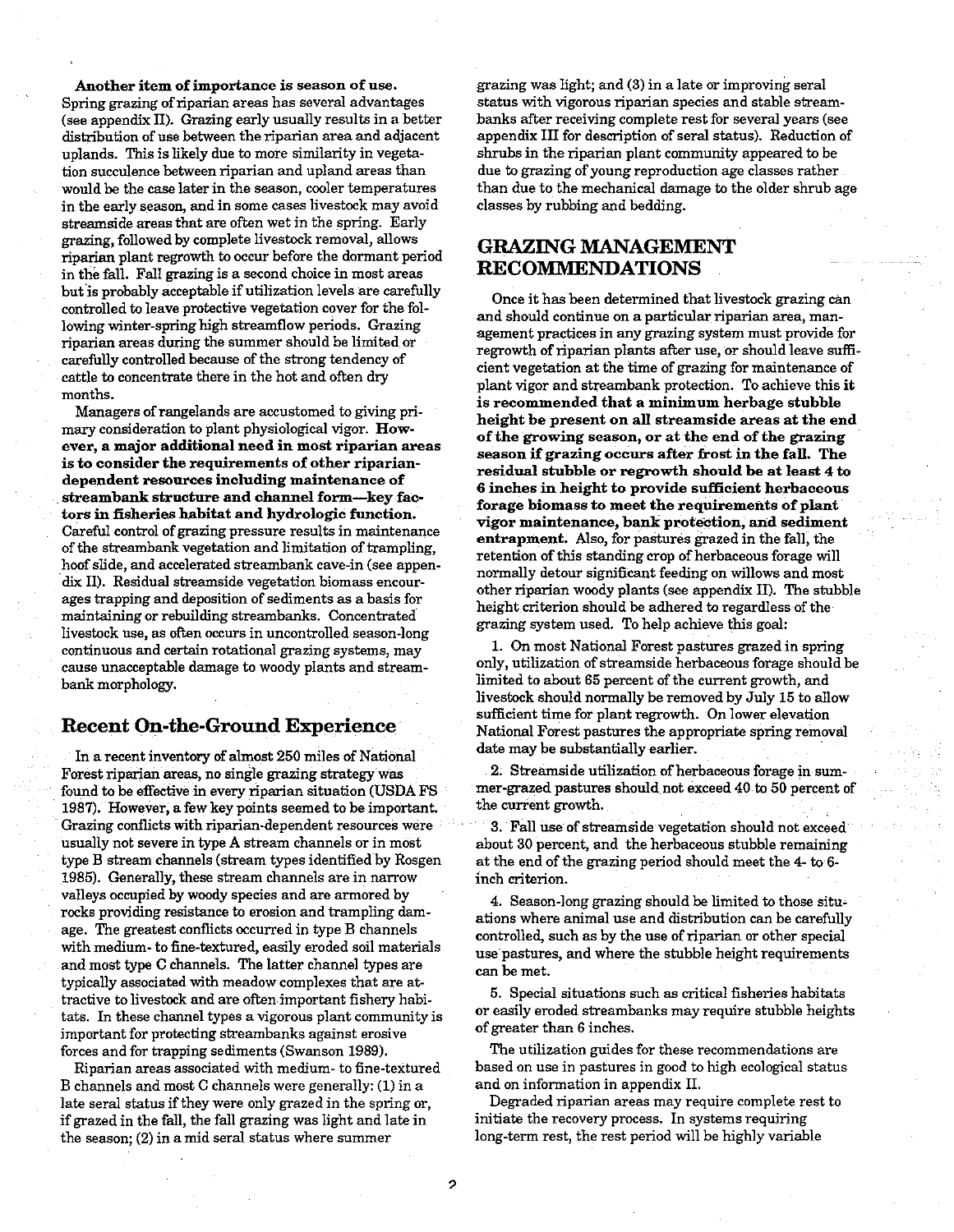**Another item of importance is season of use.** Spring grazing of riparian areas has several advantages (see appendix II). Grazing early usually results in a better distribution of use between the riparian area and adjacent uplands. This is likely due to more similarity in vegetation succulence between riparian and upland areas than would be the case later in the season, cooler temperatures in the early season, and in some cases livestock may avoid streamside areas that are often wet in the spring. Early grazing, followed by complete livestock removal, allows riparian plant regrowth to occur before the dormant period in the fall. Fall grazing is a second choice in most areas but is probably acceptable if utilization levels are carefully controlled to leave protective vegetation cover for the following winter-spring high streamflow periods. Grazing riparian areas during the summer should be limited or carefully controlled because of the strong tendency of cattle to concentrate there in the hot and often dry months.

Managers of rangelands are accustomed to giving primary consideration to plant physiological vigor. **However, a major additional need in most riparian areas is to consider the requirements of other riparian-dependent resources including maintenance of streambank structure and channel form—key factors in fisheries habitat and hydrologic function.** Careful control of grazing pressure results in maintenance of the streambank vegetation and limitation of trampling, hoof slide, and accelerated streambank cave-in (see appendix II). Residual streamside vegetation biomass encourages trapping and deposition of sediments as a basis for maintaining or rebuilding streambanks. Concentrated livestock use, as often occurs in uncontrolled season-long continuous and certain rotational grazing systems, may cause unacceptable damage to woody plants and streambank morphology.

## Recent On-the-Ground Experience

In a recent inventory of almost 250 miles of National Forest riparian areas, no single grazing strategy was found to be effective in every riparian situation (USDA FS 1987). However, a few key points seemed to be important. Grazing conflicts with riparian-dependent resources were usually not severe in type A stream channels or in most type B stream channels (stream types identified by Rosgen 1985). Generally, these stream channels are in narrow valleys occupied by woody species and are armored by rocks providing resistance to erosion and trampling damage. The greatest conflicts occurred in type B channels with medium- to fine-textured, easily eroded soil materials and most type C channels. The latter channel types are typically associated with meadow complexes that are attractive to livestock and are often important fishery habitats. In these channel types a vigorous plant community is important for protecting streambanks against erosive forces and for trapping sediments (Swanson 1989).

Riparian areas associated with medium- to fine-textured B channels and most C channels were generally: (1) in a late seral status if they were only grazed in the spring or, if grazed in the fall, the fall grazing was light and late in the season; (2) in a mid seral status where summer grazing was light; and (3) in a late or improving seral status with vigorous riparian species and stable streambanks after receiving complete rest for several years (see appendix III for description of seral status). Reduction of shrubs in the riparian plant community appeared to be due to grazing of young reproduction age classes rather than due to the mechanical damage to the older shrub age classes by rubbing and bedding.

# GRAZING MANAGEMENT RECOMMENDATIONS

Once it has been determined that livestock grazing can and should continue on a particular riparian area, management practices in any grazing system must provide for regrowth of riparian plants after use, or should leave sufficient vegetation at the time of grazing for maintenance of plant vigor and streambank protection. To achieve this **it is recommended that a minimum herbage stubble height be present on all streamside areas at the end of the growing season, or at the end of the grazing season if grazing occurs after frost in the fall. The residual stubble or regrowth should be at least 4 to 6 inches in height to provide sufficient herbaceous forage biomass to meet the requirements of plant vigor maintenance, bank protection, and sediment entrapment.** Also, for pastures grazed in the fall, the retention of this standing crop of herbaceous forage will normally detour significant feeding on willows and most other riparian woody plants (see appendix II). The stubble height criterion should be adhered to regardless of the grazing system used. To help achieve this goal:

1. On most National Forest pastures grazed in spring only, utilization of streamside herbaceous forage should be limited to about 65 percent of the current growth, and livestock should normally be removed by July 15 to allow sufficient time for plant regrowth. On lower elevation National Forest pastures the appropriate spring removal date may be substantially earlier.

2. Streamside utilization of herbaceous forage in summer-grazed pastures should not exceed 40 to 50 percent of the current growth.

3. Fall use of streamside vegetation should not exceed about 30 percent, and the herbaceous stubble remaining at the end of the grazing period should meet the 4- to 6-inch criterion.

4. Season-long grazing should be limited to those situations where animal use and distribution can be carefully controlled, such as by the use of riparian or other special use pastures, and where the stubble height requirements can be met.

5. Special situations such as critical fisheries habitats or easily eroded streambanks may require stubble heights of greater than 6 inches.

The utilization guides for these recommendations are based on use in pastures in good to high ecological status and on information in appendix II.

Degraded riparian areas may require complete rest to initiate the recovery process. In systems requiring long-term rest, the rest period will be highly variable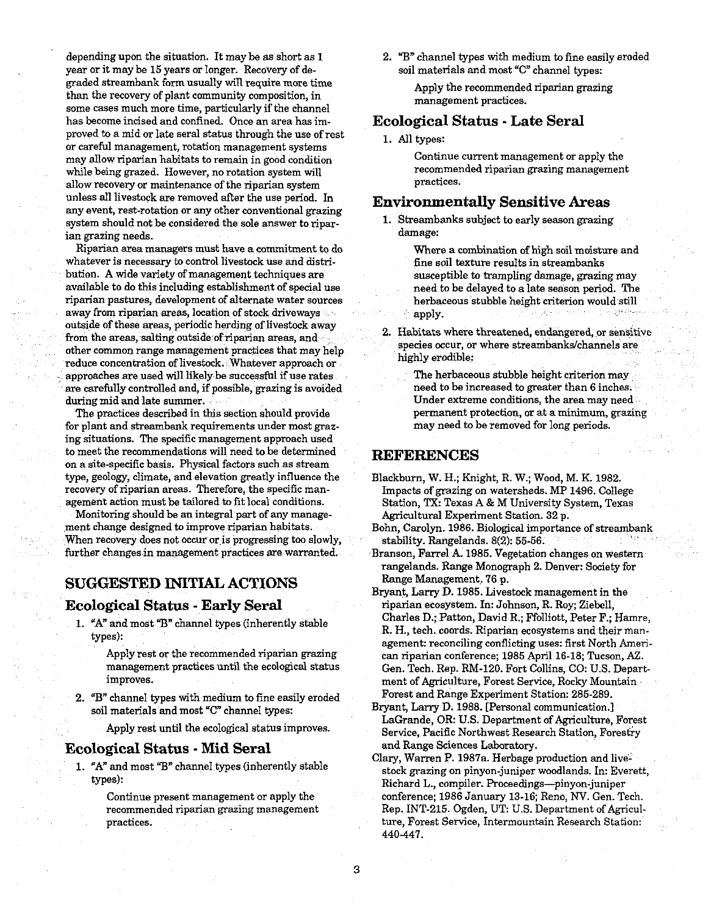depending upon the situation. It may be as short as 1 year or it may be 15 years or longer. Recovery of degraded streambank form usually will require more time than the recovery of plant community composition, in some cases much more time, particularly if the channel has become incised and confined. Once an area has improved to a mid or late seral status through the use of rest or careful management, rotation management systems may allow riparian habitats to remain in good condition while being grazed. However, no rotation system will allow recovery or maintenance of the riparian system unless all livestock are removed after the use period. In any event, rest-rotation or any other conventional grazing system should not be considered the sole answer to riparian grazing needs.

Riparian area managers must have a commitment to do whatever is necessary to control livestock use and distribution. A wide variety of management techniques are available to do this including establishment of special use riparian pastures, development of alternate water sources away from riparian areas, location of stock driveways outside of these areas, periodic herding of livestock away from the areas, salting outside of riparian areas, and other common range management practices that may help reduce concentration of livestock. Whatever approach or approaches are used will likely be successful if use rates are carefully controlled and, if possible, grazing is avoided during mid and late summer.

The practices described in this section should provide for plant and streambank requirements under most grazing situations. The specific management approach used to meet the recommendations will need to be determined on a site-specific basis. Physical factors such as stream type, geology, climate, and elevation greatly influence the recovery of riparian areas. Therefore, the specific management action must be tailored to fit local conditions.

Monitoring should be an integral part of any management change designed to improve riparian habitats. When recovery does not occur or is progressing too slowly, further changes in management practices are warranted.

## SUGGESTED INITIAL ACTIONS

### Ecological Status - Early Seral

1. "A" and most "B" channel types (inherently stable types):

   Apply rest or the recommended riparian grazing management practices until the ecological status improves.

2. "B" channel types with medium to fine easily eroded soil materials and most "C" channel types:

   Apply rest until the ecological status improves.

### Ecological Status - Mid Seral

1. "A" and most "B" channel types (inherently stable types):

   Continue present management or apply the recommended riparian grazing management practices.

2. "B" channel types with medium to fine easily eroded soil materials and most "C" channel types:

   Apply the recommended riparian grazing management practices.

### Ecological Status - Late Seral

1. All types:

   Continue current management or apply the recommended riparian grazing management practices.

### Environmentally Sensitive Areas

1. Streambanks subject to early season grazing damage:

   Where a combination of high soil moisture and fine soil texture results in streambanks susceptible to trampling damage, grazing may need to be delayed to a late season period. The herbaceous stubble height criterion would still apply.

2. Habitats where threatened, endangered, or sensitive species occur, or where streambanks/channels are highly erodible:

   The herbaceous stubble height criterion may need to be increased to greater than 6 inches. Under extreme conditions, the area may need permanent protection, or at a minimum, grazing may need to be removed for long periods.

## REFERENCES

Blackburn, W. H.; Knight, R. W.; Wood, M. K. 1982. Impacts of grazing on watersheds. MP 1496. College Station, TX: Texas A & M University System, Texas Agricultural Experiment Station. 32 p.

Bohn, Carolyn. 1986. Biological importance of streambank stability. Rangelands. 8(2): 55-56.

Branson, Farrel A. 1985. Vegetation changes on western rangelands. Range Monograph 2. Denver: Society for Range Management. 76 p.

Bryant, Larry D. 1985. Livestock management in the riparian ecosystem. In: Johnson, R. Roy; Ziebell, Charles D.; Patton, David R.; Ffolliott, Peter F.; Hamre, R. H., tech. coords. Riparian ecosystems and their management: reconciling conflicting uses: first North American riparian conference; 1985 April 16-18; Tucson, AZ. Gen. Tech. Rep. RM-120. Fort Collins, CO: U.S. Department of Agriculture, Forest Service, Rocky Mountain Forest and Range Experiment Station: 285-289.

Bryant, Larry D. 1988. [Personal communication.] LaGrande, OR: U.S. Department of Agriculture, Forest Service, Pacific Northwest Research Station, Forestry and Range Sciences Laboratory.

Clary, Warren P. 1987a. Herbage production and livestock grazing on pinyon-juniper woodlands. In: Everett, Richard L., compiler. Proceedings—pinyon-juniper conference; 1986 January 13-16; Reno, NV. Gen. Tech. Rep. INT-215. Ogden, UT: U.S. Department of Agriculture, Forest Service, Intermountain Research Station: 440-447.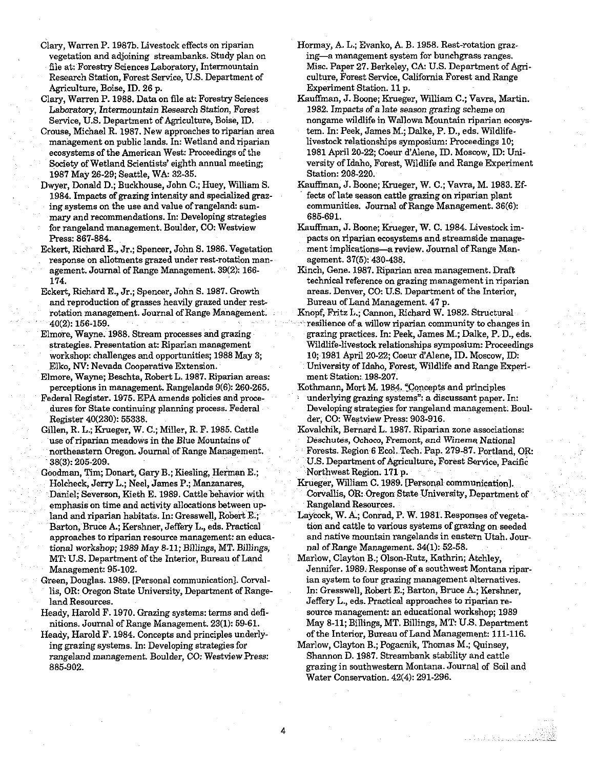Clary, Warren P. 1987b. Livestock effects on riparian vegetation and adjoining streambanks. Study plan on file at: Forestry Sciences Laboratory, Intermountain Research Station, Forest Service, U.S. Department of Agriculture, Boise, ID. 26 p.

Clary, Warren P. 1988. Data on file at: Forestry Sciences Laboratory, Intermountain Research Station, Forest Service, U.S. Department of Agriculture, Boise, ID.

Crouse, Michael R. 1987. New approaches to riparian area management on public lands. In: Wetland and riparian ecosystems of the American West: Proceedings of the Society of Wetland Scientists' eighth annual meeting; 1987 May 26-29; Seattle, WA: 32-35.

Dwyer, Donald D.; Buckhouse, John C.; Huey, William S. 1984. Impacts of grazing intensity and specialized grazing systems on the use and value of rangeland: summary and recommendations. In: Developing strategies for rangeland management. Boulder, CO: Westview Press: 867-884.

Eckert, Richard E., Jr.; Spencer, John S. 1986. Vegetation response on allotments grazed under rest-rotation management. Journal of Range Management. 39(2): 166-174.

Eckert, Richard E., Jr.; Spencer, John S. 1987. Growth and reproduction of grasses heavily grazed under rest-rotation management. Journal of Range Management. 40(2): 156-159.

Elmore, Wayne. 1988. Stream processes and grazing strategies. Presentation at: Riparian management workshop: challenges and opportunities; 1988 May 3; Elko, NV: Nevada Cooperative Extension.

Elmore, Wayne; Beschta, Robert L. 1987. Riparian areas: perceptions in management. Rangelands 9(6): 260-265.

Federal Register. 1975. EPA amends policies and procedures for State continuing planning process. Federal Register 40(230): 55338.

Gillen, R. L.; Krueger, W. C.; Miller, R. F. 1985. Cattle use of riparian meadows in the Blue Mountains of northeastern Oregon. Journal of Range Management. 38(3): 205-209.

Goodman, Tim; Donart, Gary B.; Kiesling, Herman E.; Holcheck, Jerry L.; Neel, James P.; Manzanares, Daniel; Severson, Kieth E. 1989. Cattle behavior with emphasis on time and activity allocations between upland and riparian habitats. In: Gresswell, Robert E.; Barton, Bruce A.; Kershner, Jeffery L., eds. Practical approaches to riparian resource management: an educational workshop; 1989 May 8-11; Billings, MT. Billings, MT: U.S. Department of the Interior, Bureau of Land Management: 95-102.

Green, Douglas. 1989. [Personal communication]. Corvallis, OR: Oregon State University, Department of Rangeland Resources.

Heady, Harold F. 1970. Grazing systems: terms and definitions. Journal of Range Management. 23(1): 59-61.

Heady, Harold F. 1984. Concepts and principles underlying grazing systems. In: Developing strategies for rangeland management. Boulder, CO: Westview Press: 885-902.

Hormay, A. L.; Evanko, A. B. 1958. Rest-rotation grazing—a management system for bunchgrass ranges. Misc. Paper 27. Berkeley, CA: U.S. Department of Agriculture, Forest Service, California Forest and Range Experiment Station. 11 p.

Kauffman, J. Boone; Krueger, William C.; Vavra, Martin. 1982. Impacts of a late season grazing scheme on nongame wildlife in Wallowa Mountain riparian ecosystem. In: Peek, James M.; Dalke, P. D., eds. Wildlife-livestock relationships symposium: Proceedings 10; 1981 April 20-22; Coeur d'Alene, ID. Moscow, ID: University of Idaho, Forest, Wildlife and Range Experiment Station: 208-220.

Kauffman, J. Boone; Krueger, W. C.; Vavra, M. 1983. Effects of late season cattle grazing on riparian plant communities. Journal of Range Management. 36(6): 685-691.

Kauffman, J. Boone; Krueger, W. C. 1984. Livestock impacts on riparian ecosystems and streamside management implications—a review. Journal of Range Management. 37(5): 430-438.

Kinch, Gene. 1987. Riparian area management. Draft technical reference on grazing management in riparian areas. Denver, CO: U.S. Department of the Interior, Bureau of Land Management. 47 p.

Knopf, Fritz L.; Cannon, Richard W. 1982. Structural resilience of a willow riparian community to changes in grazing practices. In: Peek, James M.; Dalke, P. D., eds. Wildlife-livestock relationships symposium: Proceedings 10; 1981 April 20-22; Coeur d'Alene, ID. Moscow, ID: University of Idaho, Forest, Wildlife and Range Experiment Station: 198-207.

Kothmann, Mort M. 1984. "Concepts and principles underlying grazing systems": a discussant paper. In: Developing strategies for rangeland management. Boulder, CO: Westview Press: 903-916.

Kovalchik, Bernard L. 1987. Riparian zone associations: Deschutes, Ochoco, Fremont, and Winema National Forests. Region 6 Ecol. Tech. Pap. 279-87. Portland, OR: U.S. Department of Agriculture, Forest Service, Pacific Northwest Region. 171 p.

Krueger, William C. 1989. [Personal communication]. Corvallis, OR: Oregon State University, Department of Rangeland Resources.

Laycock, W. A.; Conrad, P. W. 1981. Responses of vegetation and cattle to various systems of grazing on seeded and native mountain rangelands in eastern Utah. Journal of Range Management. 34(1): 52-58.

Marlow, Clayton B.; Olson-Rutz, Kathrin; Atchley, Jennifer. 1989. Response of a southwest Montana riparian system to four grazing management alternatives. In: Gresswell, Robert E.; Barton, Bruce A.; Kershner, Jeffery L., eds. Practical approaches to riparian resource management: an educational workshop; 1989 May 8-11; Billings, MT. Billings, MT: U.S. Department of the Interior, Bureau of Land Management: 111-116.

Marlow, Clayton B.; Pogacnik, Thomas M.; Quinsey, Shannon D. 1987. Streambank stability and cattle grazing in southwestern Montana. Journal of Soil and Water Conservation. 42(4): 291-296.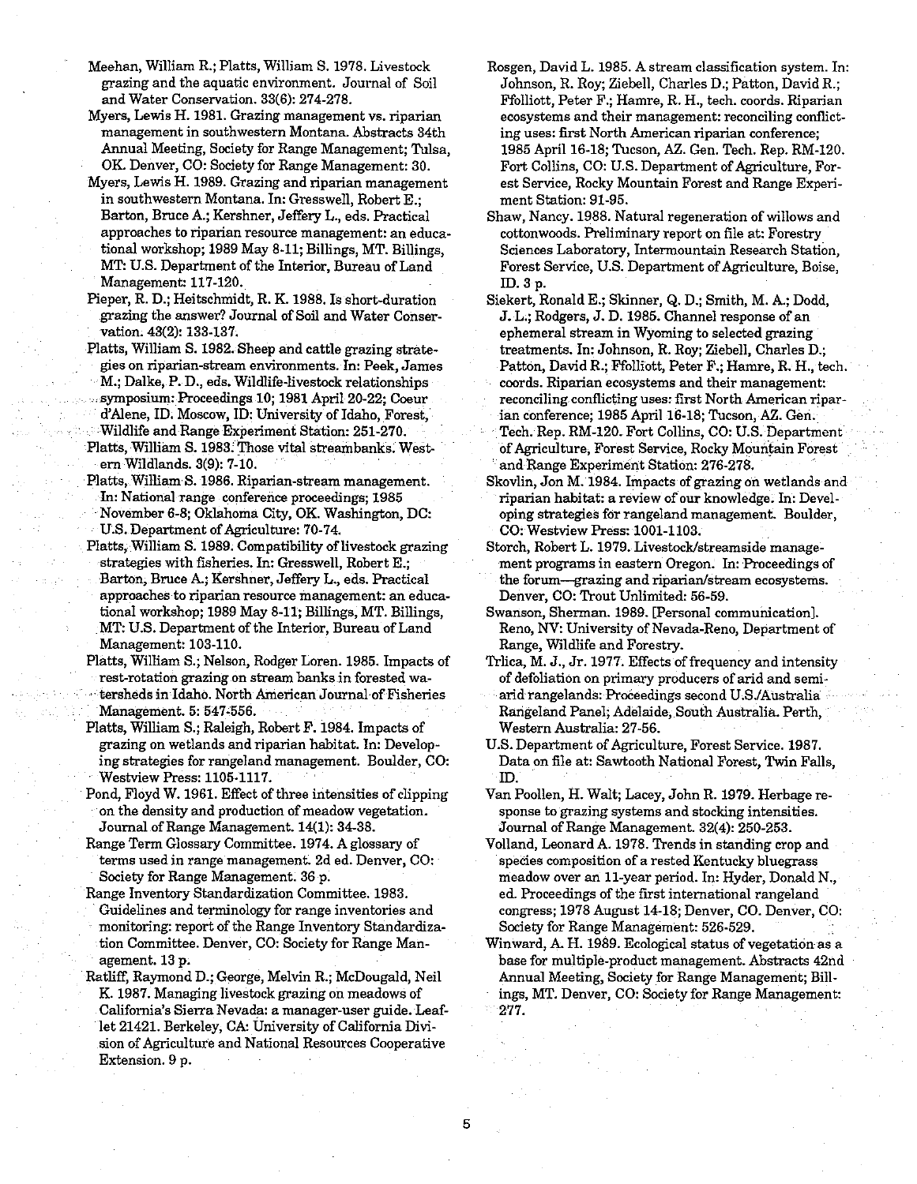Meehan, William R.; Platts, William S. 1978. Livestock grazing and the aquatic environment. Journal of Soil and Water Conservation. 33(6): 274-278.

Myers, Lewis H. 1981. Grazing management vs. riparian management in southwestern Montana. Abstracts 34th Annual Meeting, Society for Range Management; Tulsa, OK. Denver, CO: Society for Range Management: 30.

Myers, Lewis H. 1989. Grazing and riparian management in southwestern Montana. In: Gresswell, Robert E.; Barton, Bruce A.; Kershner, Jeffery L., eds. Practical approaches to riparian resource management: an educational workshop; 1989 May 8-11; Billings, MT. Billings, MT: U.S. Department of the Interior, Bureau of Land Management: 117-120.

Pieper, R. D.; Heitschmidt, R. K. 1988. Is short-duration grazing the answer? Journal of Soil and Water Conservation. 43(2): 133-137.

Platts, William S. 1982. Sheep and cattle grazing strategies on riparian-stream environments. In: Peek, James M.; Dalke, P. D., eds. Wildlife-livestock relationships symposium: Proceedings 10; 1981 April 20-22; Coeur d'Alene, ID. Moscow, ID: University of Idaho, Forest, Wildlife and Range Experiment Station: 251-270.

Platts, William S. 1983. Those vital streambanks. Western Wildlands. 3(9): 7-10.

Platts, William S. 1986. Riparian-stream management. In: National range conference proceedings; 1985 November 6-8; Oklahoma City, OK. Washington, DC: U.S. Department of Agriculture: 70-74.

Platts, William S. 1989. Compatibility of livestock grazing strategies with fisheries. In: Gresswell, Robert E.; Barton, Bruce A.; Kershner, Jeffery L., eds. Practical approaches to riparian resource management: an educational workshop; 1989 May 8-11; Billings, MT. Billings, MT: U.S. Department of the Interior, Bureau of Land Management: 103-110.

Platts, William S.; Nelson, Rodger Loren. 1985. Impacts of rest-rotation grazing on stream banks in forested watersheds in Idaho. North American Journal of Fisheries Management. 5: 547-556.

Platts, William S.; Raleigh, Robert F. 1984. Impacts of grazing on wetlands and riparian habitat. In: Developing strategies for rangeland management. Boulder, CO: Westview Press: 1105-1117.

Pond, Floyd W. 1961. Effect of three intensities of clipping on the density and production of meadow vegetation. Journal of Range Management. 14(1): 34-38.

Range Term Glossary Committee. 1974. A glossary of terms used in range management. 2d ed. Denver, CO: Society for Range Management. 36 p.

Range Inventory Standardization Committee. 1983. Guidelines and terminology for range inventories and monitoring: report of the Range Inventory Standardization Committee. Denver, CO: Society for Range Management. 13 p.

Ratliff, Raymond D.; George, Melvin R.; McDougald, Neil K. 1987. Managing livestock grazing on meadows of California's Sierra Nevada: a manager-user guide. Leaflet 21421. Berkeley, CA: University of California Division of Agriculture and National Resources Cooperative Extension. 9 p.

Rosgen, David L. 1985. A stream classification system. In: Johnson, R. Roy; Ziebell, Charles D.; Patton, David R.; Ffolliott, Peter F.; Hamre, R. H., tech. coords. Riparian ecosystems and their management: reconciling conflicting uses: first North American riparian conference; 1985 April 16-18; Tucson, AZ. Gen. Tech. Rep. RM-120. Fort Collins, CO: U.S. Department of Agriculture, Forest Service, Rocky Mountain Forest and Range Experiment Station: 91-95.

Shaw, Nancy. 1988. Natural regeneration of willows and cottonwoods. Preliminary report on file at: Forestry Sciences Laboratory, Intermountain Research Station, Forest Service, U.S. Department of Agriculture, Boise, ID. 3 p.

Siekert, Ronald E.; Skinner, Q. D.; Smith, M. A.; Dodd, J. L.; Rodgers, J. D. 1985. Channel response of an ephemeral stream in Wyoming to selected grazing treatments. In: Johnson, R. Roy; Ziebell, Charles D.; Patton, David R.; Ffolliott, Peter F.; Hamre, R. H., tech. coords. Riparian ecosystems and their management: reconciling conflicting uses: first North American riparian conference; 1985 April 16-18; Tucson, AZ. Gen. Tech. Rep. RM-120. Fort Collins, CO: U.S. Department of Agriculture, Forest Service, Rocky Mountain Forest and Range Experiment Station: 276-278.

Skovlin, Jon M. 1984. Impacts of grazing on wetlands and riparian habitat: a review of our knowledge. In: Developing strategies for rangeland management. Boulder, CO: Westview Press: 1001-1103.

Storch, Robert L. 1979. Livestock/streamside management programs in eastern Oregon. In: Proceedings of the forum—grazing and riparian/stream ecosystems. Denver, CO: Trout Unlimited: 56-59.

Swanson, Sherman. 1989. [Personal communication]. Reno, NV: University of Nevada-Reno, Department of Range, Wildlife and Forestry.

Trlica, M. J., Jr. 1977. Effects of frequency and intensity of defoliation on primary producers of arid and semi-arid rangelands: Proceedings second U.S./Australia Rangeland Panel; Adelaide, South Australia. Perth, Western Australia: 27-56.

U.S. Department of Agriculture, Forest Service. 1987. Data on file at: Sawtooth National Forest, Twin Falls, ID.

Van Poollen, H. Walt; Lacey, John R. 1979. Herbage response to grazing systems and stocking intensities. Journal of Range Management. 32(4): 250-253.

Volland, Leonard A. 1978. Trends in standing crop and species composition of a rested Kentucky bluegrass meadow over an 11-year period. In: Hyder, Donald N., ed. Proceedings of the first international rangeland congress; 1978 August 14-18; Denver, CO. Denver, CO: Society for Range Management: 526-529.

Winward, A. H. 1989. Ecological status of vegetation as a base for multiple-product management. Abstracts 42nd Annual Meeting, Society for Range Management; Billings, MT. Denver, CO: Society for Range Management: 277.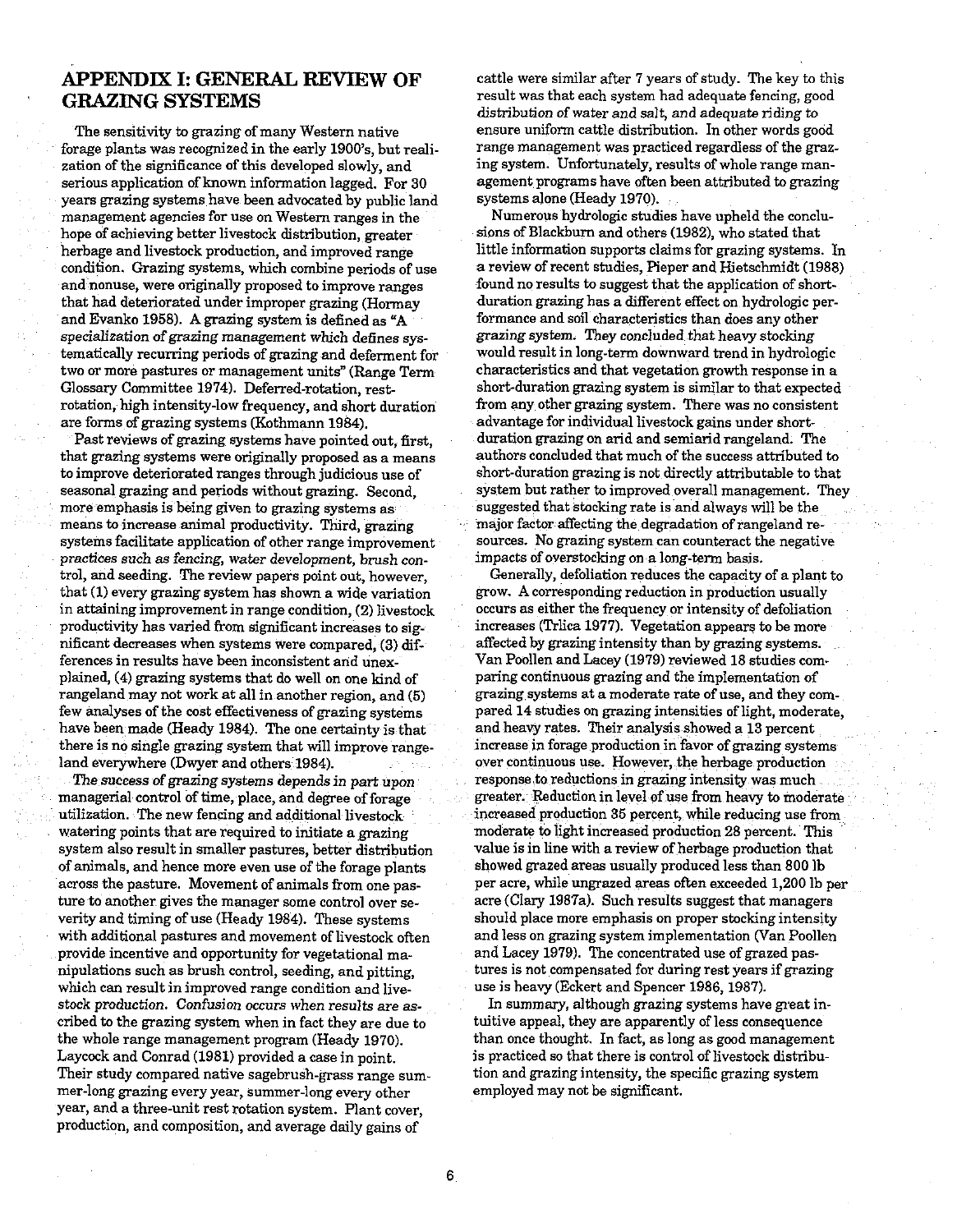## APPENDIX I: GENERAL REVIEW OF GRAZING SYSTEMS

The sensitivity to grazing of many Western native forage plants was recognized in the early 1900's, but realization of the significance of this developed slowly, and serious application of known information lagged. For 30 years grazing systems have been advocated by public land management agencies for use on Western ranges in the hope of achieving better livestock distribution, greater herbage and livestock production, and improved range condition. Grazing systems, which combine periods of use and nonuse, were originally proposed to improve ranges that had deteriorated under improper grazing (Hormay and Evanko 1958). A grazing system is defined as "A specialization of grazing management which defines systematically recurring periods of grazing and deferment for two or more pastures or management units" (Range Term Glossary Committee 1974). Deferred-rotation, rest-rotation, high intensity-low frequency, and short duration are forms of grazing systems (Kothmann 1984).

Past reviews of grazing systems have pointed out, first, that grazing systems were originally proposed as a means to improve deteriorated ranges through judicious use of seasonal grazing and periods without grazing. Second, more emphasis is being given to grazing systems as means to increase animal productivity. Third, grazing systems facilitate application of other range improvement practices such as fencing, water development, brush control, and seeding. The review papers point out, however, that (1) every grazing system has shown a wide variation in attaining improvement in range condition, (2) livestock productivity has varied from significant increases to significant decreases when systems were compared, (3) differences in results have been inconsistent and unexplained, (4) grazing systems that do well on one kind of rangeland may not work at all in another region, and (5) few analyses of the cost effectiveness of grazing systems have been made (Heady 1984). The one certainty is that there is no single grazing system that will improve rangeland everywhere (Dwyer and others 1984).

The success of grazing systems depends in part upon managerial control of time, place, and degree of forage utilization. The new fencing and additional livestock watering points that are required to initiate a grazing system also result in smaller pastures, better distribution of animals, and hence more even use of the forage plants across the pasture. Movement of animals from one pasture to another gives the manager some control over severity and timing of use (Heady 1984). These systems with additional pastures and movement of livestock often provide incentive and opportunity for vegetational manipulations such as brush control, seeding, and pitting, which can result in improved range condition and livestock production. Confusion occurs when results are ascribed to the grazing system when in fact they are due to the whole range management program (Heady 1970). Laycock and Conrad (1981) provided a case in point. Their study compared native sagebrush-grass range summer-long grazing every year, summer-long every other year, and a three-unit rest rotation system. Plant cover, production, and composition, and average daily gains of cattle were similar after 7 years of study. The key to this result was that each system had adequate fencing, good distribution of water and salt, and adequate riding to ensure uniform cattle distribution. In other words good range management was practiced regardless of the grazing system. Unfortunately, results of whole range management programs have often been attributed to grazing systems alone (Heady 1970).

Numerous hydrologic studies have upheld the conclusions of Blackburn and others (1982), who stated that little information supports claims for grazing systems. In a review of recent studies, Pieper and Hietschmidt (1988) found no results to suggest that the application of short-duration grazing has a different effect on hydrologic performance and soil characteristics than does any other grazing system. They concluded that heavy stocking would result in long-term downward trend in hydrologic characteristics and that vegetation growth response in a short-duration grazing system is similar to that expected from any other grazing system. There was no consistent advantage for individual livestock gains under short-duration grazing on arid and semiarid rangeland. The authors concluded that much of the success attributed to short-duration grazing is not directly attributable to that system but rather to improved overall management. They suggested that stocking rate is and always will be the major factor affecting the degradation of rangeland resources. No grazing system can counteract the negative impacts of overstocking on a long-term basis.

Generally, defoliation reduces the capacity of a plant to grow. A corresponding reduction in production usually occurs as either the frequency or intensity of defoliation increases (Trlica 1977). Vegetation appears to be more affected by grazing intensity than by grazing systems. Van Poollen and Lacey (1979) reviewed 18 studies comparing continuous grazing and the implementation of grazing systems at a moderate rate of use, and they compared 14 studies on grazing intensities of light, moderate, and heavy rates. Their analysis showed a 13 percent increase in forage production in favor of grazing systems over continuous use. However, the herbage production response to reductions in grazing intensity was much greater. Reduction in level of use from heavy to moderate increased production 35 percent, while reducing use from moderate to light increased production 28 percent. This value is in line with a review of herbage production that showed grazed areas usually produced less than 800 lb per acre, while ungrazed areas often exceeded 1,200 lb per acre (Clary 1987a). Such results suggest that managers should place more emphasis on proper stocking intensity and less on grazing system implementation (Van Poollen and Lacey 1979). The concentrated use of grazed pastures is not compensated for during rest years if grazing use is heavy (Eckert and Spencer 1986, 1987).

In summary, although grazing systems have great intuitive appeal, they are apparently of less consequence than once thought. In fact, as long as good management is practiced so that there is control of livestock distribution and grazing intensity, the specific grazing system employed may not be significant.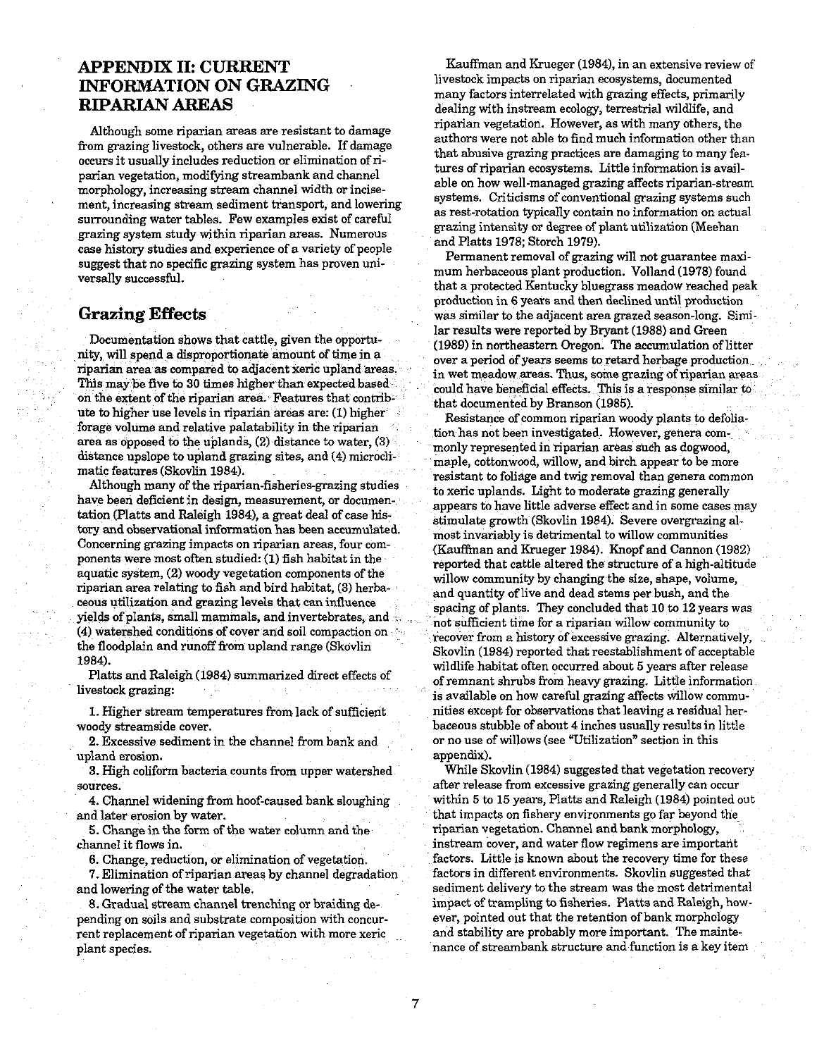## APPENDIX II: CURRENT INFORMATION ON GRAZING RIPARIAN AREAS

Although some riparian areas are resistant to damage from grazing livestock, others are vulnerable. If damage occurs it usually includes reduction or elimination of riparian vegetation, modifying streambank and channel morphology, increasing stream channel width or incisement, increasing stream sediment transport, and lowering surrounding water tables. Few examples exist of careful grazing system study within riparian areas. Numerous case history studies and experience of a variety of people suggest that no specific grazing system has proven universally successful.

### Grazing Effects

Documentation shows that cattle, given the opportunity, will spend a disproportionate amount of time in a riparian area as compared to adjacent xeric upland areas. This may be five to 30 times higher than expected based on the extent of the riparian area. Features that contribute to higher use levels in riparian areas are: (1) higher forage volume and relative palatability in the riparian area as opposed to the uplands, (2) distance to water, (3) distance upslope to upland grazing sites, and (4) microclimatic features (Skovlin 1984).

Although many of the riparian-fisheries-grazing studies have been deficient in design, measurement, or documentation (Platts and Raleigh 1984), a great deal of case history and observational information has been accumulated. Concerning grazing impacts on riparian areas, four components were most often studied: (1) fish habitat in the aquatic system, (2) woody vegetation components of the riparian area relating to fish and bird habitat, (3) herbaceous utilization and grazing levels that can influence yields of plants, small mammals, and invertebrates, and (4) watershed conditions of cover and soil compaction on the floodplain and runoff from upland range (Skovlin 1984).

Platts and Raleigh (1984) summarized direct effects of livestock grazing:

1. Higher stream temperatures from lack of sufficient woody streamside cover.
2. Excessive sediment in the channel from bank and upland erosion.
3. High coliform bacteria counts from upper watershed sources.
4. Channel widening from hoof-caused bank sloughing and later erosion by water.
5. Change in the form of the water column and the channel it flows in.
6. Change, reduction, or elimination of vegetation.
7. Elimination of riparian areas by channel degradation and lowering of the water table.
8. Gradual stream channel trenching or braiding depending on soils and substrate composition with concurrent replacement of riparian vegetation with more xeric plant species.

Kauffman and Krueger (1984), in an extensive review of livestock impacts on riparian ecosystems, documented many factors interrelated with grazing effects, primarily dealing with instream ecology, terrestrial wildlife, and riparian vegetation. However, as with many others, the authors were not able to find much information other than that abusive grazing practices are damaging to many features of riparian ecosystems. Little information is available on how well-managed grazing affects riparian-stream systems. Criticisms of conventional grazing systems such as rest-rotation typically contain no information on actual grazing intensity or degree of plant utilization (Meehan and Platts 1978; Storch 1979).

Permanent removal of grazing will not guarantee maximum herbaceous plant production. Volland (1978) found that a protected Kentucky bluegrass meadow reached peak production in 6 years and then declined until production was similar to the adjacent area grazed season-long. Similar results were reported by Bryant (1988) and Green (1989) in northeastern Oregon. The accumulation of litter over a period of years seems to retard herbage production in wet meadow areas. Thus, some grazing of riparian areas could have beneficial effects. This is a response similar to that documented by Branson (1985).

Resistance of common riparian woody plants to defoliation has not been investigated. However, genera commonly represented in riparian areas such as dogwood, maple, cottonwood, willow, and birch appear to be more resistant to foliage and twig removal than genera common to xeric uplands. Light to moderate grazing generally appears to have little adverse effect and in some cases may stimulate growth (Skovlin 1984). Severe overgrazing almost invariably is detrimental to willow communities (Kauffman and Krueger 1984). Knopf and Cannon (1982) reported that cattle altered the structure of a high-altitude willow community by changing the size, shape, volume, and quantity of live and dead stems per bush, and the spacing of plants. They concluded that 10 to 12 years was not sufficient time for a riparian willow community to recover from a history of excessive grazing. Alternatively, Skovlin (1984) reported that reestablishment of acceptable wildlife habitat often occurred about 5 years after release of remnant shrubs from heavy grazing. Little information is available on how careful grazing affects willow communities except for observations that leaving a residual herbaceous stubble of about 4 inches usually results in little or no use of willows (see "Utilization" section in this appendix).

While Skovlin (1984) suggested that vegetation recovery after release from excessive grazing generally can occur within 5 to 15 years, Platts and Raleigh (1984) pointed out that impacts on fishery environments go far beyond the riparian vegetation. Channel and bank morphology, instream cover, and water flow regimens are important factors. Little is known about the recovery time for these factors in different environments. Skovlin suggested that sediment delivery to the stream was the most detrimental impact of trampling to fisheries. Platts and Raleigh, however, pointed out that the retention of bank morphology and stability are probably more important. The maintenance of streambank structure and function is a key item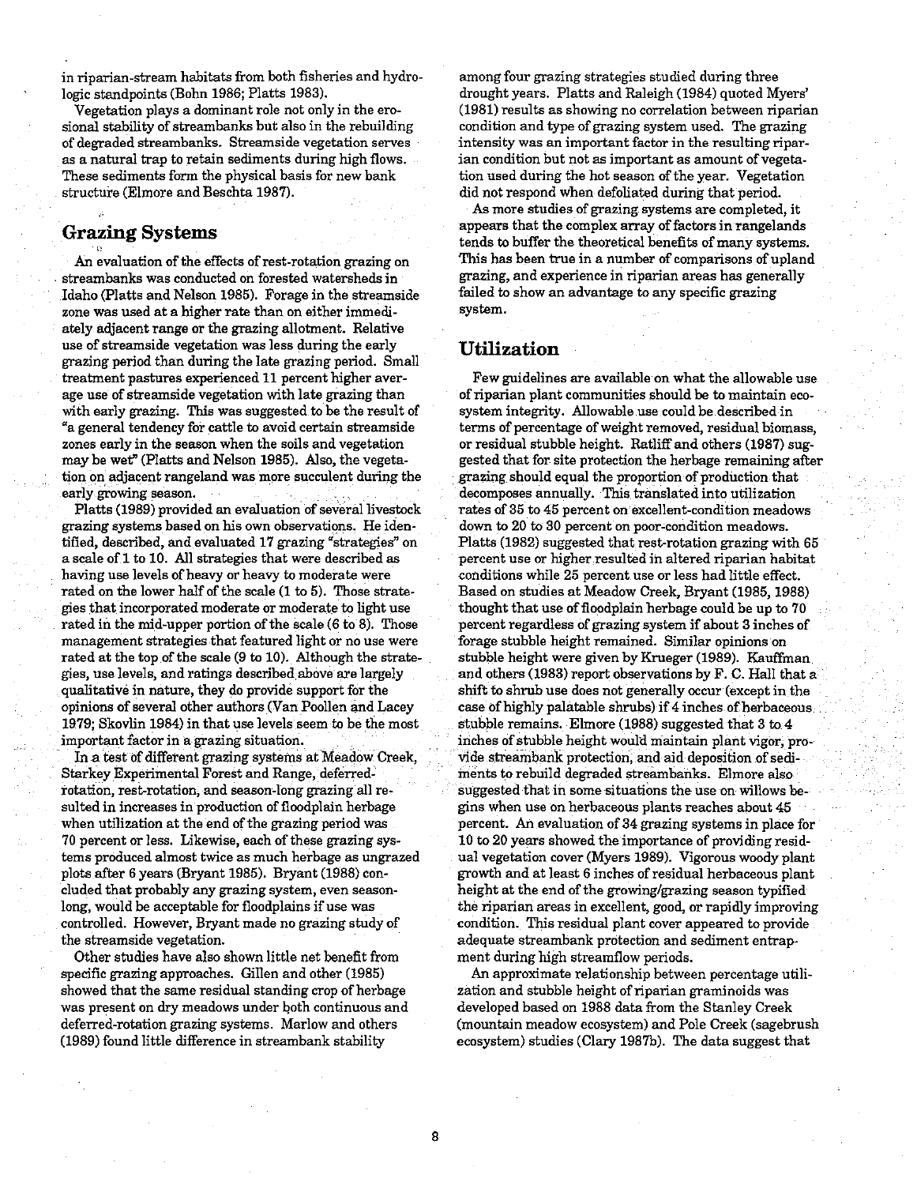in riparian-stream habitats from both fisheries and hydrologic standpoints (Bohn 1986; Platts 1983).

Vegetation plays a dominant role not only in the erosional stability of streambanks but also in the rebuilding of degraded streambanks. Streamside vegetation serves as a natural trap to retain sediments during high flows. These sediments form the physical basis for new bank structure (Elmore and Beschta 1987).

## Grazing Systems

An evaluation of the effects of rest-rotation grazing on streambanks was conducted on forested watersheds in Idaho (Platts and Nelson 1985). Forage in the streamside zone was used at a higher rate than on either immediately adjacent range or the grazing allotment. Relative use of streamside vegetation was less during the early grazing period than during the late grazing period. Small treatment pastures experienced 11 percent higher average use of streamside vegetation with late grazing than with early grazing. This was suggested to be the result of "a general tendency for cattle to avoid certain streamside zones early in the season when the soils and vegetation may be wet" (Platts and Nelson 1985). Also, the vegetation on adjacent rangeland was more succulent during the early growing season.

Platts (1989) provided an evaluation of several livestock grazing systems based on his own observations. He identified, described, and evaluated 17 grazing "strategies" on a scale of 1 to 10. All strategies that were described as having use levels of heavy or heavy to moderate were rated on the lower half of the scale (1 to 5). Those strategies that incorporated moderate or moderate to light use rated in the mid-upper portion of the scale (6 to 8). Those management strategies that featured light or no use were rated at the top of the scale (9 to 10). Although the strategies, use levels, and ratings described above are largely qualitative in nature, they do provide support for the opinions of several other authors (Van Poollen and Lacey 1979; Skovlin 1984) in that use levels seem to be the most important factor in a grazing situation.

In a test of different grazing systems at Meadow Creek, Starkey Experimental Forest and Range, deferred-rotation, rest-rotation, and season-long grazing all resulted in increases in production of floodplain herbage when utilization at the end of the grazing period was 70 percent or less. Likewise, each of these grazing systems produced almost twice as much herbage as ungrazed plots after 6 years (Bryant 1985). Bryant (1988) concluded that probably any grazing system, even season-long, would be acceptable for floodplains if use was controlled. However, Bryant made no grazing study of the streamside vegetation.

Other studies have also shown little net benefit from specific grazing approaches. Gillen and other (1985) showed that the same residual standing crop of herbage was present on dry meadows under both continuous and deferred-rotation grazing systems. Marlow and others (1989) found little difference in streambank stability among four grazing strategies studied during three drought years. Platts and Raleigh (1984) quoted Myers' (1981) results as showing no correlation between riparian condition and type of grazing system used. The grazing intensity was an important factor in the resulting riparian condition but not as important as amount of vegetation used during the hot season of the year. Vegetation did not respond when defoliated during that period.

As more studies of grazing systems are completed, it appears that the complex array of factors in rangelands tends to buffer the theoretical benefits of many systems. This has been true in a number of comparisons of upland grazing, and experience in riparian areas has generally failed to show an advantage to any specific grazing system.

## Utilization

Few guidelines are available on what the allowable use of riparian plant communities should be to maintain ecosystem integrity. Allowable use could be described in terms of percentage of weight removed, residual biomass, or residual stubble height. Ratliff and others (1987) suggested that for site protection the herbage remaining after grazing should equal the proportion of production that decomposes annually. This translated into utilization rates of 35 to 45 percent on excellent-condition meadows down to 20 to 30 percent on poor-condition meadows. Platts (1982) suggested that rest-rotation grazing with 65 percent use or higher resulted in altered riparian habitat conditions while 25 percent use or less had little effect. Based on studies at Meadow Creek, Bryant (1985, 1988) thought that use of floodplain herbage could be up to 70 percent regardless of grazing system if about 3 inches of forage stubble height remained. Similar opinions on stubble height were given by Krueger (1989). Kauffman and others (1983) report observations by F. C. Hall that a shift to shrub use does not generally occur (except in the case of highly palatable shrubs) if 4 inches of herbaceous stubble remains. Elmore (1988) suggested that 3 to 4 inches of stubble height would maintain plant vigor, provide streambank protection, and aid deposition of sediments to rebuild degraded streambanks. Elmore also suggested that in some situations the use on willows begins when use on herbaceous plants reaches about 45 percent. An evaluation of 34 grazing systems in place for 10 to 20 years showed the importance of providing residual vegetation cover (Myers 1989). Vigorous woody plant growth and at least 6 inches of residual herbaceous plant height at the end of the growing/grazing season typified the riparian areas in excellent, good, or rapidly improving condition. This residual plant cover appeared to provide adequate streambank protection and sediment entrapment during high streamflow periods.

An approximate relationship between percentage utilization and stubble height of riparian graminoids was developed based on 1988 data from the Stanley Creek (mountain meadow ecosystem) and Pole Creek (sagebrush ecosystem) studies (Clary 1987b). The data suggest that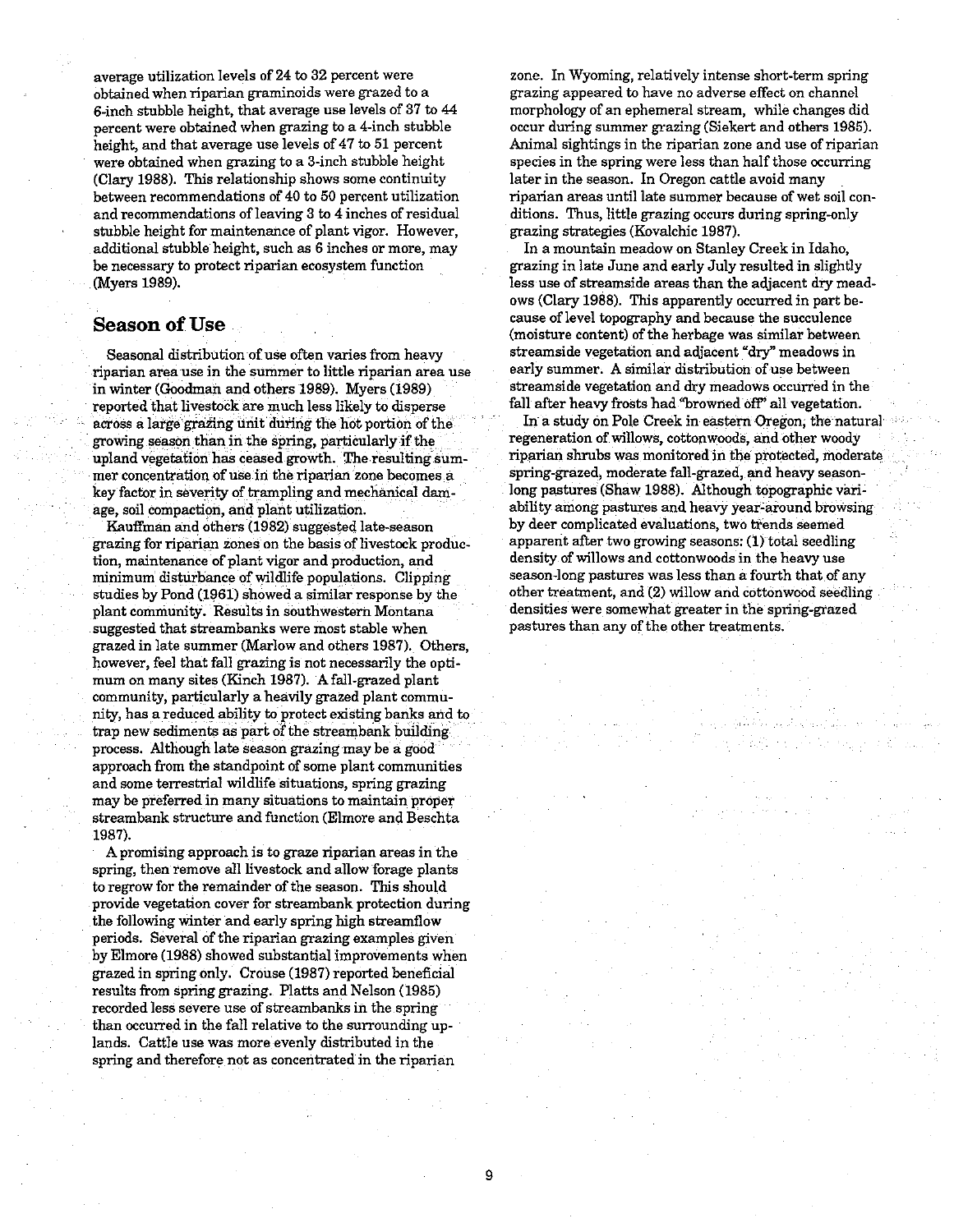average utilization levels of 24 to 32 percent were obtained when riparian graminoids were grazed to a 6-inch stubble height, that average use levels of 37 to 44 percent were obtained when grazing to a 4-inch stubble height, and that average use levels of 47 to 51 percent were obtained when grazing to a 3-inch stubble height (Clary 1988). This relationship shows some continuity between recommendations of 40 to 50 percent utilization and recommendations of leaving 3 to 4 inches of residual stubble height for maintenance of plant vigor. However, additional stubble height, such as 6 inches or more, may be necessary to protect riparian ecosystem function (Myers 1989).

## Season of Use

Seasonal distribution of use often varies from heavy riparian area use in the summer to little riparian area use in winter (Goodman and others 1989). Myers (1989) reported that livestock are much less likely to disperse across a large grazing unit during the hot portion of the growing season than in the spring, particularly if the upland vegetation has ceased growth. The resulting summer concentration of use in the riparian zone becomes a key factor in severity of trampling and mechanical damage, soil compaction, and plant utilization.

Kauffman and others (1982) suggested late-season grazing for riparian zones on the basis of livestock production, maintenance of plant vigor and production, and minimum disturbance of wildlife populations. Clipping studies by Pond (1961) showed a similar response by the plant community. Results in southwestern Montana suggested that streambanks were most stable when grazed in late summer (Marlow and others 1987). Others, however, feel that fall grazing is not necessarily the optimum on many sites (Kinch 1987). A fall-grazed plant community, particularly a heavily grazed plant community, has a reduced ability to protect existing banks and to trap new sediments as part of the streambank building process. Although late season grazing may be a good approach from the standpoint of some plant communities and some terrestrial wildlife situations, spring grazing may be preferred in many situations to maintain proper streambank structure and function (Elmore and Beschta 1987).

A promising approach is to graze riparian areas in the spring, then remove all livestock and allow forage plants to regrow for the remainder of the season. This should provide vegetation cover for streambank protection during the following winter and early spring high streamflow periods. Several of the riparian grazing examples given by Elmore (1988) showed substantial improvements when grazed in spring only. Crouse (1987) reported beneficial results from spring grazing. Platts and Nelson (1985) recorded less severe use of streambanks in the spring than occurred in the fall relative to the surrounding uplands. Cattle use was more evenly distributed in the spring and therefore not as concentrated in the riparian zone. In Wyoming, relatively intense short-term spring grazing appeared to have no adverse effect on channel morphology of an ephemeral stream, while changes did occur during summer grazing (Siekert and others 1985). Animal sightings in the riparian zone and use of riparian species in the spring were less than half those occurring later in the season. In Oregon cattle avoid many riparian areas until late summer because of wet soil conditions. Thus, little grazing occurs during spring-only grazing strategies (Kovalchic 1987).

In a mountain meadow on Stanley Creek in Idaho, grazing in late June and early July resulted in slightly less use of streamside areas than the adjacent dry meadows (Clary 1988). This apparently occurred in part because of level topography and because the succulence (moisture content) of the herbage was similar between streamside vegetation and adjacent "dry" meadows in early summer. A similar distribution of use between streamside vegetation and dry meadows occurred in the fall after heavy frosts had "browned off" all vegetation.

In a study on Pole Creek in eastern Oregon, the natural regeneration of willows, cottonwoods, and other woody riparian shrubs was monitored in the protected, moderate spring-grazed, moderate fall-grazed, and heavy season-long pastures (Shaw 1988). Although topographic variability among pastures and heavy year-around browsing by deer complicated evaluations, two trends seemed apparent after two growing seasons: (1) total seedling density of willows and cottonwoods in the heavy use season-long pastures was less than a fourth that of any other treatment, and (2) willow and cottonwood seedling densities were somewhat greater in the spring-grazed pastures than any of the other treatments.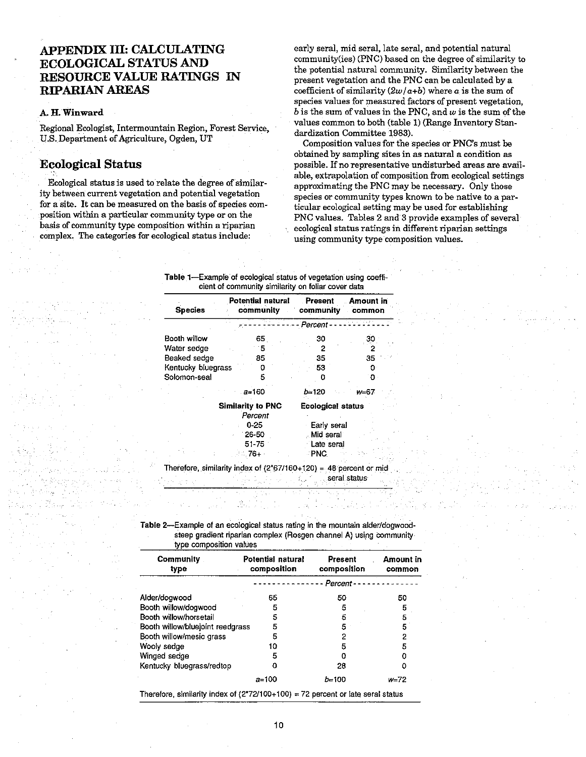# APPENDIX III: CALCULATING ECOLOGICAL STATUS AND RESOURCE VALUE RATINGS IN RIPARIAN AREAS

**A. H. Winward**

Regional Ecologist, Intermountain Region, Forest Service, U.S. Department of Agriculture, Ogden, UT

## Ecological Status

Ecological status is used to relate the degree of similarity between current vegetation and potential vegetation for a site. It can be measured on the basis of species composition within a particular community type or on the basis of community type composition within a riparian complex. The categories for ecological status include: early seral, mid seral, late seral, and potential natural community(ies) (PNC) based on the degree of similarity to the potential natural community. Similarity between the present vegetation and the PNC can be calculated by a coefficient of similarity ($2w/a+b$) where $a$ is the sum of species values for measured factors of present vegetation, $b$ is the sum of values in the PNC, and $w$ is the sum of the values common to both (table 1) (Range Inventory Standardization Committee 1983).

Composition values for the species or PNC's must be obtained by sampling sites in as natural a condition as possible. If no representative undisturbed areas are available, extrapolation of composition from ecological settings approximating the PNC may be necessary. Only those species or community types known to be native to a particular ecological setting may be used for establishing PNC values. Tables 2 and 3 provide examples of several ecological status ratings in different riparian settings using community type composition values.

**Table 1**—Example of ecological status of vegetation using coefficient of community similarity on foliar cover data

| Species | Potential natural community | Present community | Amount in common |
|---|---|---|---|
| | Percent | | |
| Booth willow | 65 | 30 | 30 |
| Water sedge | 5 | 2 | 2 |
| Beaked sedge | 85 | 35 | 35 |
| Kentucky bluegrass | 0 | 53 | 0 |
| Solomon-seal | 5 | 0 | 0 |
| | $a$=160 | $b$=120 | $w$=67 |

| Similarity to PNC | Ecological status |
|---|---|
| *Percent* | |
| 0-25 | Early seral |
| 26-50 | Mid seral |
| 51-75 | Late seral |
| 76+ | PNC |

Therefore, similarity index of (2*67/160+120) = 48 percent or mid seral status

**Table 2**—Example of an ecological status rating in the mountain alder/dogwood-steep gradient riparian complex (Rosgen channel A) using community type composition values

| Community type | Potential natural composition | Present composition | Amount in common |
|---|---|---|---|
| | Percent | | |
| Alder/dogwood | 65 | 50 | 50 |
| Booth willow/dogwood | 5 | 5 | 5 |
| Booth willow/horsetail | 5 | 5 | 5 |
| Booth willow/bluejoint reedgrass | 5 | 5 | 5 |
| Booth willow/mesic grass | 5 | 2 | 2 |
| Wooly sedge | 10 | 5 | 5 |
| Winged sedge | 5 | 0 | 0 |
| Kentucky bluegrass/redtop | 0 | 28 | 0 |
| | $a$=100 | $b$=100 | $w$=72 |

Therefore, similarity index of (2*72/100+100) = 72 percent or late seral status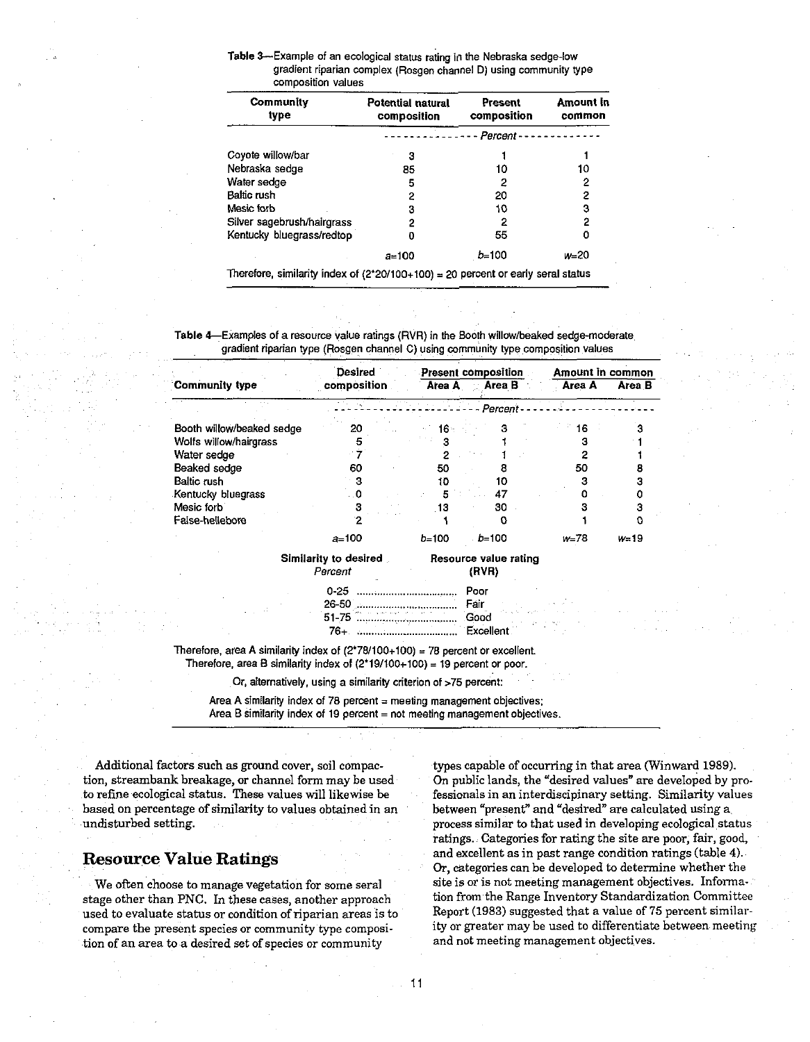**Table 3**—Example of an ecological status rating in the Nebraska sedge-low gradient riparian complex (Rosgen channel D) using community type composition values

| Community type | Potential natural composition | Present composition | Amount in common |
|---|---|---|---|
| | *Percent* | | |
| Coyote willow/bar | 3 | 1 | 1 |
| Nebraska sedge | 85 | 10 | 10 |
| Water sedge | 5 | 2 | 2 |
| Baltic rush | 2 | 20 | 2 |
| Mesic forb | 3 | 10 | 3 |
| Silver sagebrush/hairgrass | 2 | 2 | 2 |
| Kentucky bluegrass/redtop | 0 | 55 | 0 |
| | *a*=100 | *b*=100 | *w*=20 |

Therefore, similarity index of (2*20/100+100) = 20 percent or early seral status

**Table 4**—Examples of a resource value ratings (RVR) in the Booth willow/beaked sedge-moderate gradient riparian type (Rosgen channel C) using community type composition values

| Community type | Desired composition | Present composition | | Amount in common | |
|---|---|---|---|---|---|
| | | Area A | Area B | Area A | Area B |
| | *Percent* | | | | |
| Booth willow/beaked sedge | 20 | 16 | 3 | 16 | 3 |
| Wolfs willow/hairgrass | 5 | 3 | 1 | 3 | 1 |
| Water sedge | 7 | 2 | 1 | 2 | 1 |
| Beaked sedge | 60 | 50 | 8 | 50 | 8 |
| Baltic rush | 3 | 10 | 10 | 3 | 3 |
| Kentucky bluegrass | 0 | 5 | 47 | 0 | 0 |
| Mesic forb | 3 | 13 | 30 | 3 | 3 |
| False-hellebore | 2 | 1 | 0 | 1 | 0 |
| | *a*=100 | *b*=100 | *b*=100 | *w*=78 | *w*=19 |

| Similarity to desired (*Percent*) | Resource value rating (RVR) |
|---|---|
| 0-25 | Poor |
| 26-50 | Fair |
| 51-75 | Good |
| 76+ | Excellent |

Therefore, area A similarity index of (2*78/100+100) = 78 percent or excellent.
Therefore, area B similarity index of (2*19/100+100) = 19 percent or poor.

Or, alternatively, using a similarity criterion of >75 percent:

Area A similarity index of 78 percent = meeting management objectives;
Area B similarity index of 19 percent = not meeting management objectives.

Additional factors such as ground cover, soil compaction, streambank breakage, or channel form may be used to refine ecological status. These values will likewise be based on percentage of similarity to values obtained in an undisturbed setting.

## Resource Value Ratings

We often choose to manage vegetation for some seral stage other than PNC. In these cases, another approach used to evaluate status or condition of riparian areas is to compare the present species or community type composition of an area to a desired set of species or community types capable of occurring in that area (Winward 1989). On public lands, the "desired values" are developed by professionals in an interdisciplinary setting. Similarity values between "present" and "desired" are calculated using a process similar to that used in developing ecological status ratings. Categories for rating the site are poor, fair, good, and excellent as in past range condition ratings (table 4). Or, categories can be developed to determine whether the site is or is not meeting management objectives. Information from the Range Inventory Standardization Committee Report (1983) suggested that a value of 75 percent similarity or greater may be used to differentiate between meeting and not meeting management objectives.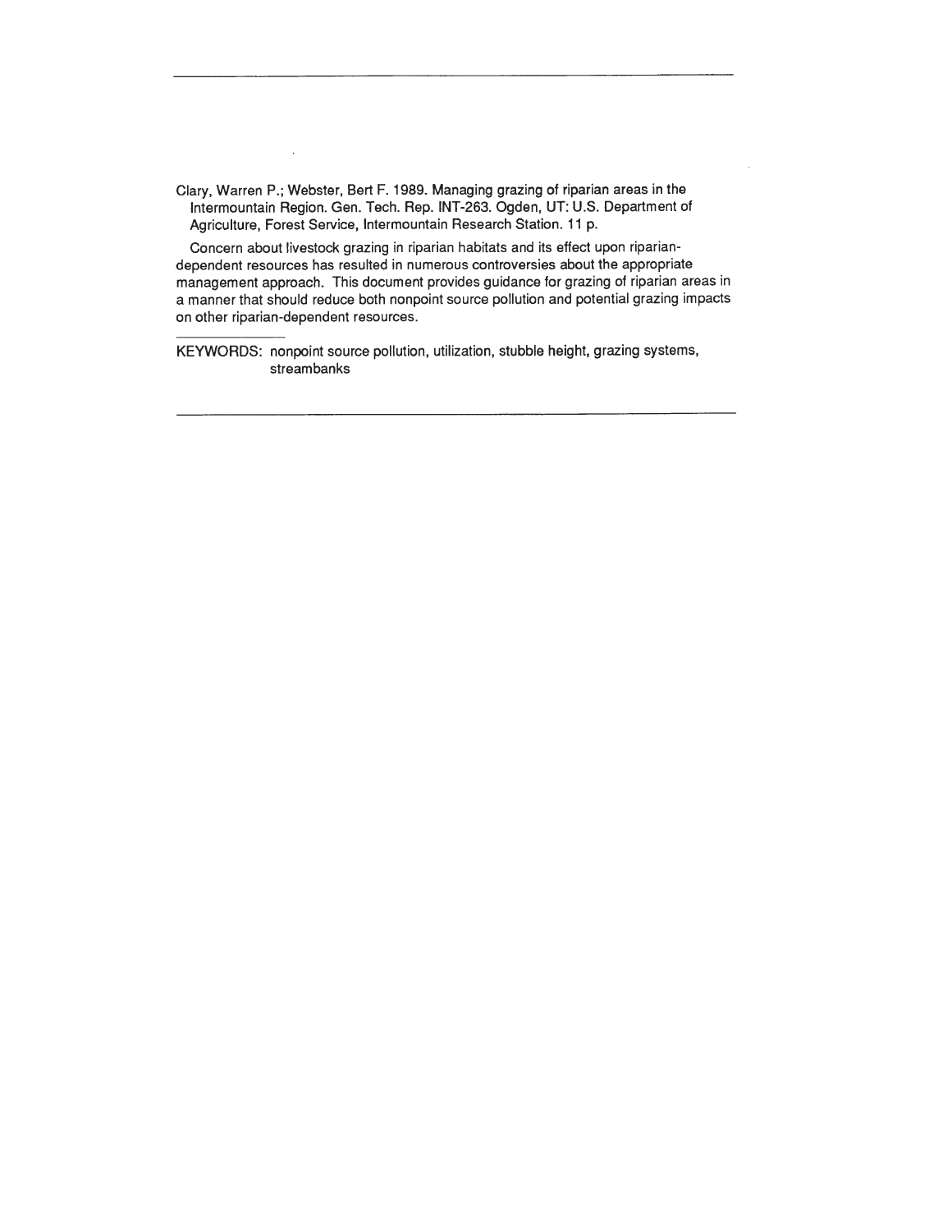---

Clary, Warren P.; Webster, Bert F. 1989. Managing grazing of riparian areas in the Intermountain Region. Gen. Tech. Rep. INT-263. Ogden, UT: U.S. Department of Agriculture, Forest Service, Intermountain Research Station. 11 p.

Concern about livestock grazing in riparian habitats and its effect upon riparian-dependent resources has resulted in numerous controversies about the appropriate management approach. This document provides guidance for grazing of riparian areas in a manner that should reduce both nonpoint source pollution and potential grazing impacts on other riparian-dependent resources.

KEYWORDS: nonpoint source pollution, utilization, stubble height, grazing systems, streambanks

---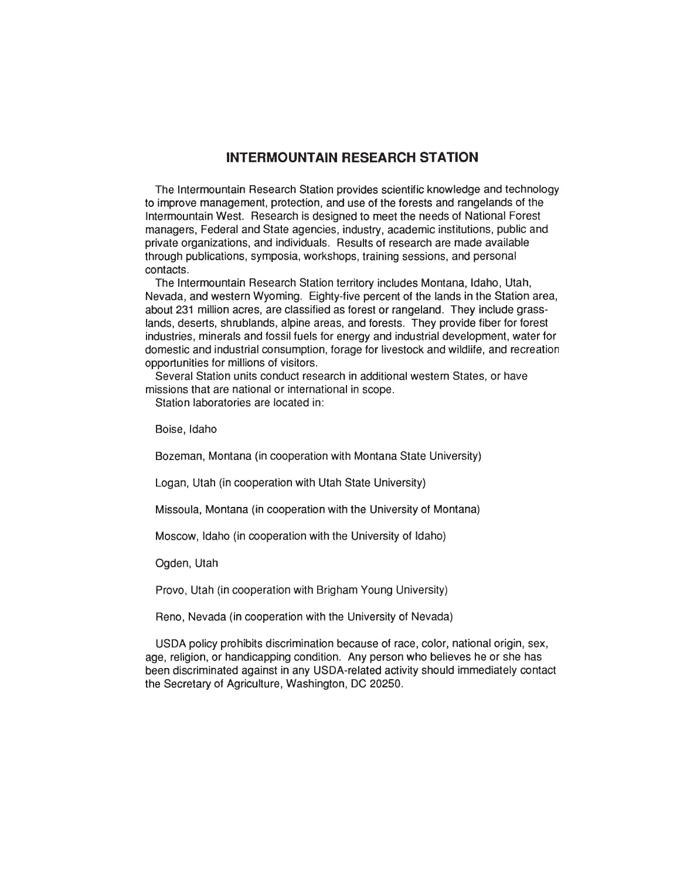## INTERMOUNTAIN RESEARCH STATION

The Intermountain Research Station provides scientific knowledge and technology to improve management, protection, and use of the forests and rangelands of the Intermountain West. Research is designed to meet the needs of National Forest managers, Federal and State agencies, industry, academic institutions, public and private organizations, and individuals. Results of research are made available through publications, symposia, workshops, training sessions, and personal contacts.

The Intermountain Research Station territory includes Montana, Idaho, Utah, Nevada, and western Wyoming. Eighty-five percent of the lands in the Station area, about 231 million acres, are classified as forest or rangeland. They include grasslands, deserts, shrublands, alpine areas, and forests. They provide fiber for forest industries, minerals and fossil fuels for energy and industrial development, water for domestic and industrial consumption, forage for livestock and wildlife, and recreation opportunities for millions of visitors.

Several Station units conduct research in additional western States, or have missions that are national or international in scope.

Station laboratories are located in:

Boise, Idaho

Bozeman, Montana (in cooperation with Montana State University)

Logan, Utah (in cooperation with Utah State University)

Missoula, Montana (in cooperation with the University of Montana)

Moscow, Idaho (in cooperation with the University of Idaho)

Ogden, Utah

Provo, Utah (in cooperation with Brigham Young University)

Reno, Nevada (in cooperation with the University of Nevada)

USDA policy prohibits discrimination because of race, color, national origin, sex, age, religion, or handicapping condition. Any person who believes he or she has been discriminated against in any USDA-related activity should immediately contact the Secretary of Agriculture, Washington, DC 20250.